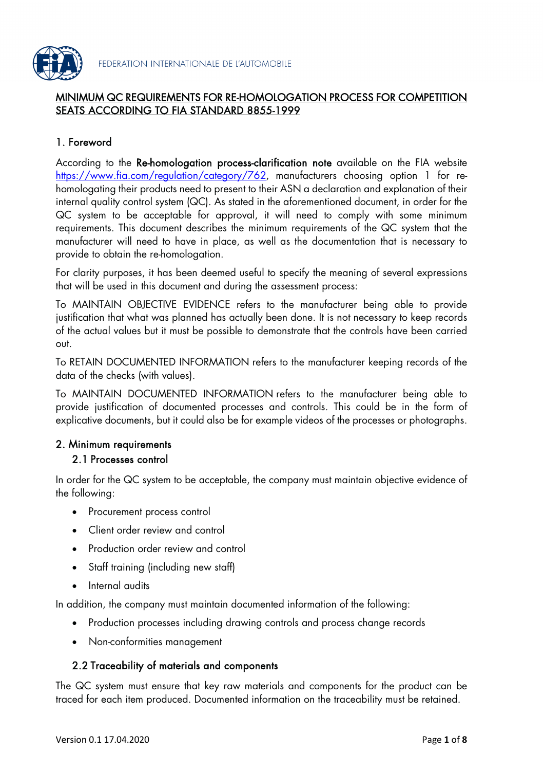FEDERATION INTERNATIONALE DE L'AUTOMOBILE

# MINIMUM QC REQUIREMENTS FOR RE-HOMOLOGATION PROCESS FOR COMPETITION SEATS ACCORDING TO FIA STANDARD 8855-1999

## 1. Foreword

According to the **Re-homologation process-clarification note** available on the FIA website https://www.fia.com/regulation/category/762, manufacturers choosing option 1 for re-homologating their products need to present to their ASN a declaration and explanation of their internal quality control system (QC). As stated in the aforementioned document, in order for the QC system to be acceptable for approval, it will need to comply with some minimum requirements. This document describes the minimum requirements of the QC system that the manufacturer will need to have in place, as well as the documentation that is necessary to provide to obtain the re-homologation.

For clarity purposes, it has been deemed useful to specify the meaning of several expressions that will be used in this document and during the assessment process:

To MAINTAIN OBJECTIVE EVIDENCE refers to the manufacturer being able to provide justification that what was planned has actually been done. It is not necessary to keep records of the actual values but it must be possible to demonstrate that the controls have been carried out.

To RETAIN DOCUMENTED INFORMATION refers to the manufacturer keeping records of the data of the checks (with values).

To MAINTAIN DOCUMENTED INFORMATION refers to the manufacturer being able to provide justification of documented processes and controls. This could be in the form of explicative documents, but it could also be for example videos of the processes or photographs.

## 2. Minimum requirements

### 2.1 Processes control

In order for the QC system to be acceptable, the company must maintain objective evidence of the following:

- Procurement process control
- Client order review and control
- Production order review and control
- Staff training (including new staff)
- Internal audits

In addition, the company must maintain documented information of the following:

- Production processes including drawing controls and process change records
- Non-conformities management

### 2.2 Traceability of materials and components

The QC system must ensure that key raw materials and components for the product can be traced for each item produced. Documented information on the traceability must be retained.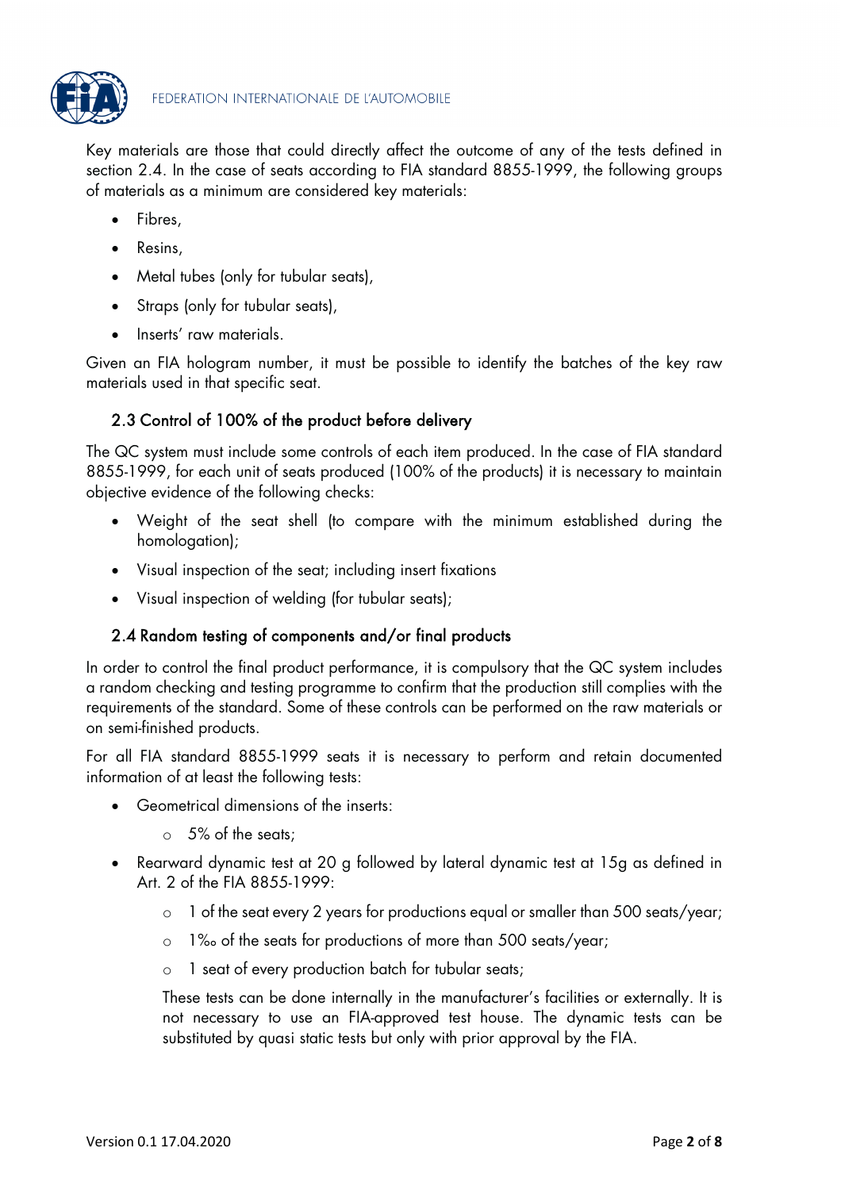Key materials are those that could directly affect the outcome of any of the tests defined in section 2.4. In the case of seats according to FIA standard 8855-1999, the following groups of materials as a minimum are considered key materials:

- Fibres,
- Resins,
- Metal tubes (only for tubular seats),
- Straps (only for tubular seats),
- Inserts' raw materials.

Given an FIA hologram number, it must be possible to identify the batches of the key raw materials used in that specific seat.

### 2.3 Control of 100% of the product before delivery

The QC system must include some controls of each item produced. In the case of FIA standard 8855-1999, for each unit of seats produced (100% of the products) it is necessary to maintain objective evidence of the following checks:

- Weight of the seat shell (to compare with the minimum established during the homologation);
- Visual inspection of the seat; including insert fixations
- Visual inspection of welding (for tubular seats);

### 2.4 Random testing of components and/or final products

In order to control the final product performance, it is compulsory that the QC system includes a random checking and testing programme to confirm that the production still complies with the requirements of the standard. Some of these controls can be performed on the raw materials or on semi-finished products.

For all FIA standard 8855-1999 seats it is necessary to perform and retain documented information of at least the following tests:

- Geometrical dimensions of the inserts:
  - 5% of the seats;
- Rearward dynamic test at 20 g followed by lateral dynamic test at 15g as defined in Art. 2 of the FIA 8855-1999:
  - 1 of the seat every 2 years for productions equal or smaller than 500 seats/year;
  - 1‰ of the seats for productions of more than 500 seats/year;
  - 1 seat of every production batch for tubular seats;

  These tests can be done internally in the manufacturer's facilities or externally. It is not necessary to use an FIA-approved test house. The dynamic tests can be substituted by quasi static tests but only with prior approval by the FIA.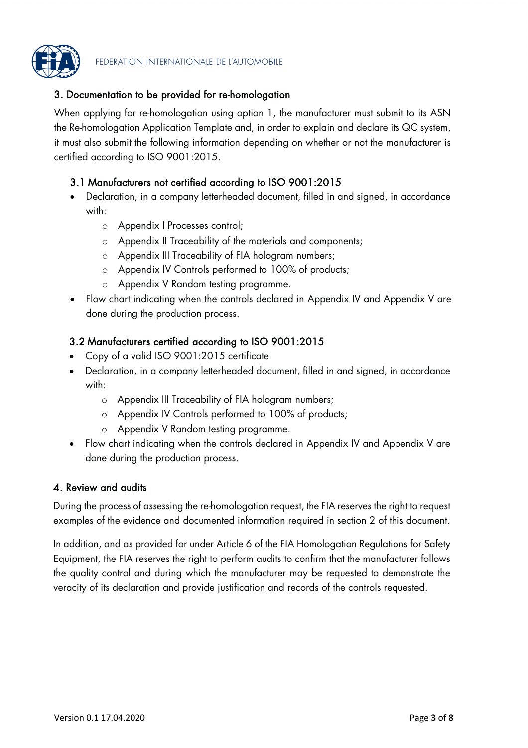## 3. Documentation to be provided for re-homologation

When applying for re-homologation using option 1, the manufacturer must submit to its ASN the Re-homologation Application Template and, in order to explain and declare its QC system, it must also submit the following information depending on whether or not the manufacturer is certified according to ISO 9001:2015.

### 3.1 Manufacturers not certified according to ISO 9001:2015

- Declaration, in a company letterheaded document, filled in and signed, in accordance with:
  - Appendix I Processes control;
  - Appendix II Traceability of the materials and components;
  - Appendix III Traceability of FIA hologram numbers;
  - Appendix IV Controls performed to 100% of products;
  - Appendix V Random testing programme.
- Flow chart indicating when the controls declared in Appendix IV and Appendix V are done during the production process.

### 3.2 Manufacturers certified according to ISO 9001:2015

- Copy of a valid ISO 9001:2015 certificate
- Declaration, in a company letterheaded document, filled in and signed, in accordance with:
  - Appendix III Traceability of FIA hologram numbers;
  - Appendix IV Controls performed to 100% of products;
  - Appendix V Random testing programme.
- Flow chart indicating when the controls declared in Appendix IV and Appendix V are done during the production process.

## 4. Review and audits

During the process of assessing the re-homologation request, the FIA reserves the right to request examples of the evidence and documented information required in section 2 of this document.

In addition, and as provided for under Article 6 of the FIA Homologation Regulations for Safety Equipment, the FIA reserves the right to perform audits to confirm that the manufacturer follows the quality control and during which the manufacturer may be requested to demonstrate the veracity of its declaration and provide justification and records of the controls requested.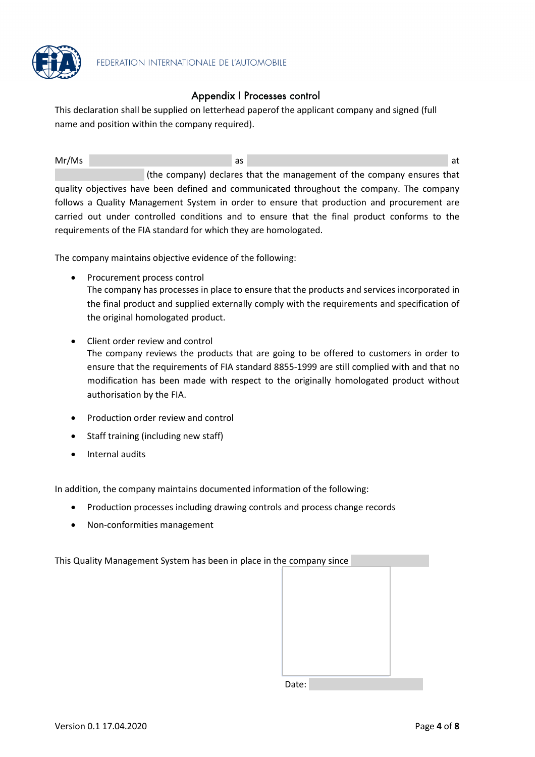## Appendix I Processes control

This declaration shall be supplied on letterhead paperof the applicant company and signed (full name and position within the company required).

Mr/Ms \_\_\_\_\_\_\_\_\_\_\_\_\_\_\_\_ as \_\_\_\_\_\_\_\_\_\_\_\_\_\_\_\_\_\_\_\_\_\_\_\_ at \_\_\_\_\_\_\_\_\_\_ (the company) declares that the management of the company ensures that quality objectives have been defined and communicated throughout the company. The company follows a Quality Management System in order to ensure that production and procurement are carried out under controlled conditions and to ensure that the final product conforms to the requirements of the FIA standard for which they are homologated.

The company maintains objective evidence of the following:

- Procurement process control
  The company has processes in place to ensure that the products and services incorporated in the final product and supplied externally comply with the requirements and specification of the original homologated product.

- Client order review and control
  The company reviews the products that are going to be offered to customers in order to ensure that the requirements of FIA standard 8855-1999 are still complied with and that no modification has been made with respect to the originally homologated product without authorisation by the FIA.

- Production order review and control

- Staff training (including new staff)

- Internal audits

In addition, the company maintains documented information of the following:

- Production processes including drawing controls and process change records
- Non-conformities management

This Quality Management System has been in place in the company since \_\_\_\_\_\_\_\_\_\_

Date: \_\_\_\_\_\_\_\_\_\_\_\_\_\_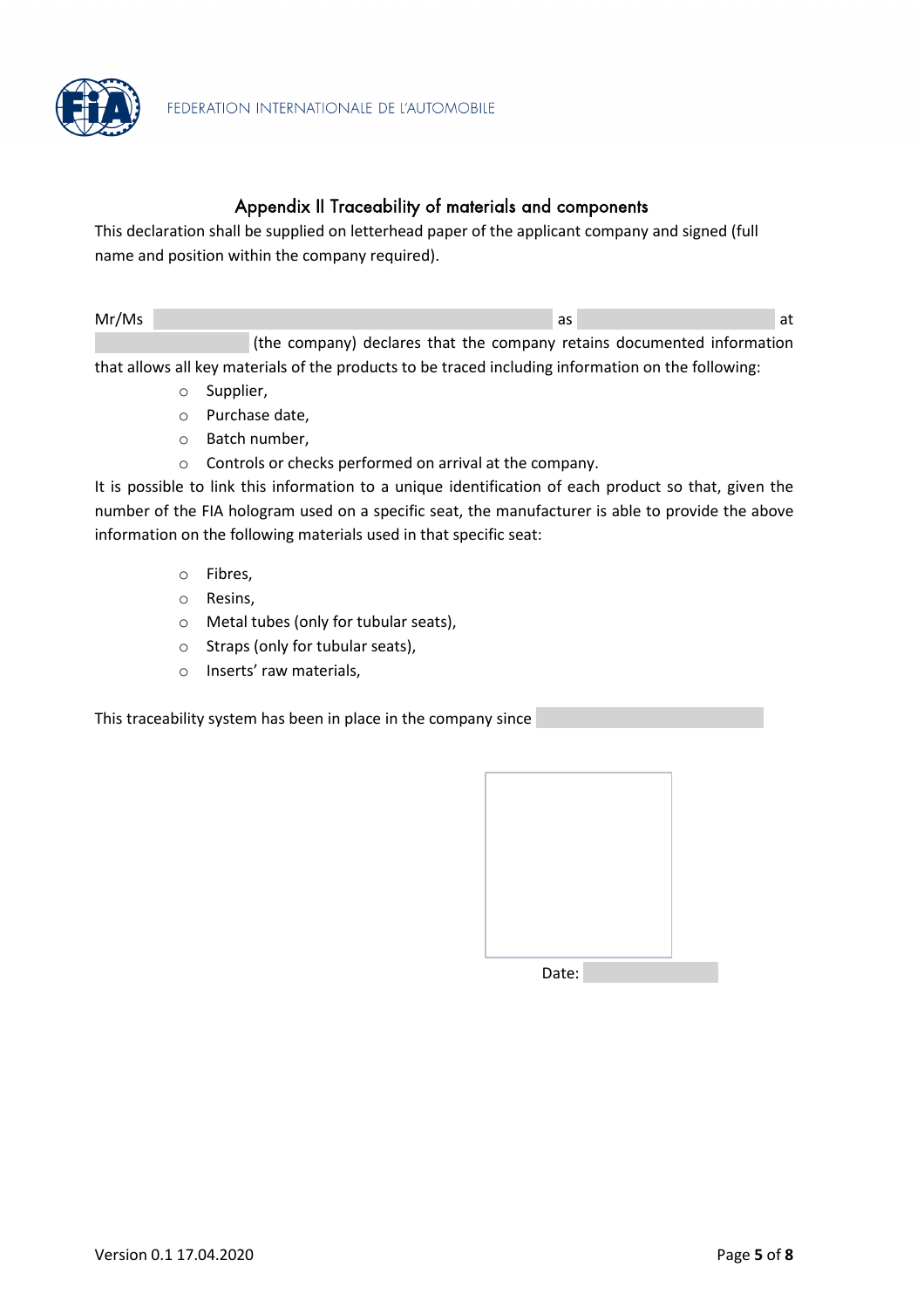## Appendix II Traceability of materials and components

This declaration shall be supplied on letterhead paper of the applicant company and signed (full name and position within the company required).

Mr/Ms \_\_\_\_\_\_\_\_\_\_\_\_\_\_\_\_\_\_\_\_ as \_\_\_\_\_\_\_\_\_\_\_\_ at \_\_\_\_\_\_\_\_\_\_ (the company) declares that the company retains documented information that allows all key materials of the products to be traced including information on the following:

- Supplier,
- Purchase date,
- Batch number,
- Controls or checks performed on arrival at the company.

It is possible to link this information to a unique identification of each product so that, given the number of the FIA hologram used on a specific seat, the manufacturer is able to provide the above information on the following materials used in that specific seat:

- Fibres,
- Resins,
- Metal tubes (only for tubular seats),
- Straps (only for tubular seats),
- Inserts' raw materials,

This traceability system has been in place in the company since \_\_\_\_\_\_\_\_\_\_\_\_

Date: \_\_\_\_\_\_\_\_\_\_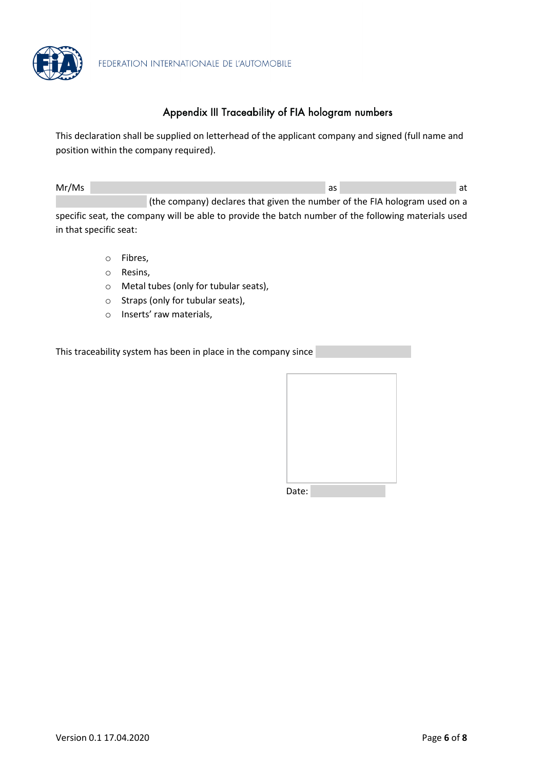## Appendix III Traceability of FIA hologram numbers

This declaration shall be supplied on letterhead of the applicant company and signed (full name and position within the company required).

Mr/Ms ______________________ as ______________ at ______________ (the company) declares that given the number of the FIA hologram used on a specific seat, the company will be able to provide the batch number of the following materials used in that specific seat:

- Fibres,
- Resins,
- Metal tubes (only for tubular seats),
- Straps (only for tubular seats),
- Inserts' raw materials,

This traceability system has been in place in the company since ______________

Date: ______________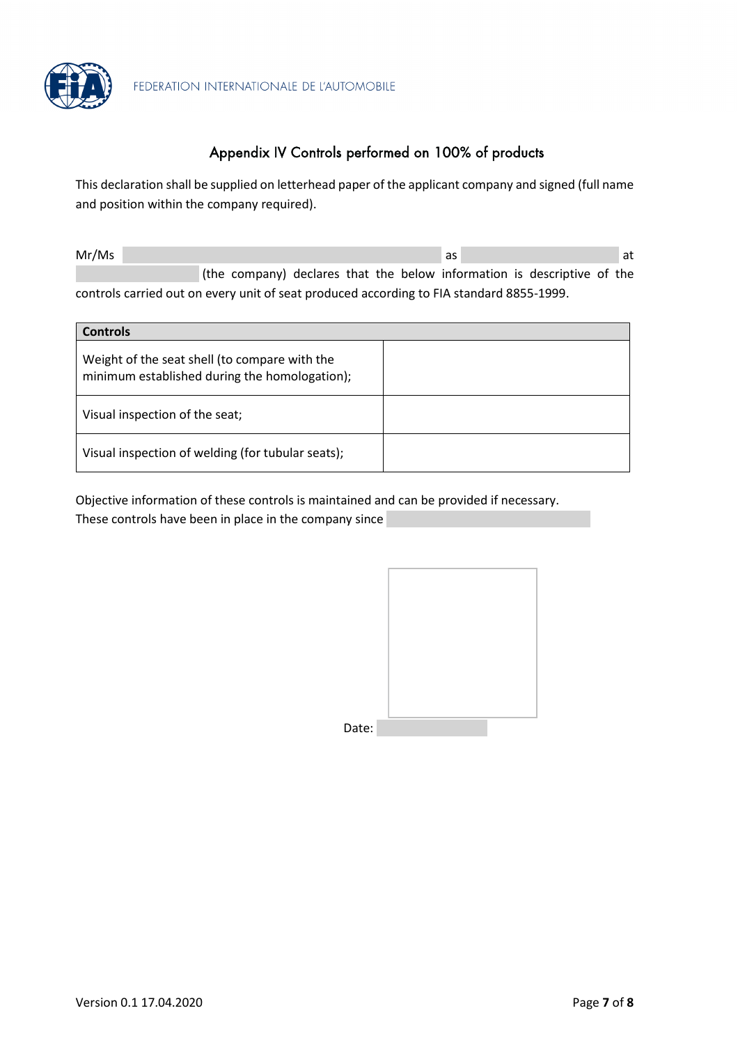## Appendix IV Controls performed on 100% of products

This declaration shall be supplied on letterhead paper of the applicant company and signed (full name and position within the company required).

Mr/Ms \_\_\_\_\_\_\_\_\_\_\_\_\_\_\_\_\_\_\_\_ as \_\_\_\_\_\_\_\_\_\_\_\_\_\_\_\_ at \_\_\_\_\_\_\_\_\_\_\_\_ (the company) declares that the below information is descriptive of the controls carried out on every unit of seat produced according to FIA standard 8855-1999.

| **Controls** | |
|---|---|
| Weight of the seat shell (to compare with the minimum established during the homologation); | |
| Visual inspection of the seat; | |
| Visual inspection of welding (for tubular seats); | |

Objective information of these controls is maintained and can be provided if necessary.
These controls have been in place in the company since \_\_\_\_\_\_\_\_\_\_\_\_\_\_\_\_

Date: \_\_\_\_\_\_\_\_\_\_\_\_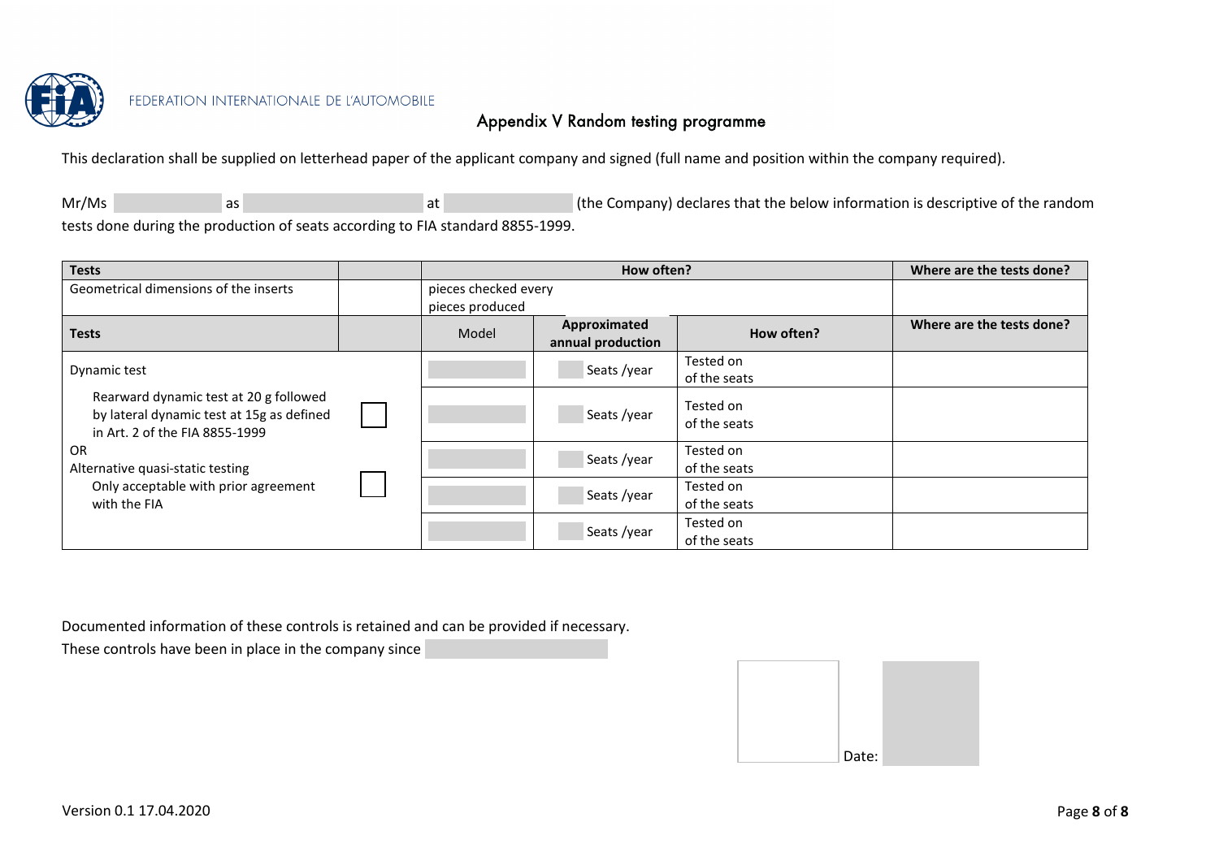FEDERATION INTERNATIONALE DE L'AUTOMOBILE

# Appendix V Random testing programme

This declaration shall be supplied on letterhead paper of the applicant company and signed (full name and position within the company required).

Mr/Ms ____________ as ____________ at ____________ (the Company) declares that the below information is descriptive of the random tests done during the production of seats according to FIA standard 8855-1999.

| Tests | | How often? | | | Where are the tests done? |
|---|---|---|---|---|---|
| Geometrical dimensions of the inserts | | pieces checked every pieces produced | | | |
| **Tests** | | Model | **Approximated annual production** | **How often?** | **Where are the tests done?** |
| Dynamic test | | | Seats /year | Tested on of the seats | |
| Rearward dynamic test at 20 g followed by lateral dynamic test at 15g as defined in Art. 2 of the FIA 8855-1999 | ☐ | | Seats /year | Tested on of the seats | |
| OR<br>Alternative quasi-static testing | | | Seats /year | Tested on of the seats | |
| Only acceptable with prior agreement with the FIA | ☐ | | Seats /year | Tested on of the seats | |
| | | | Seats /year | Tested on of the seats | |

Documented information of these controls is retained and can be provided if necessary.

These controls have been in place in the company since ____________

Date:

Version 0.1 17.04.2020